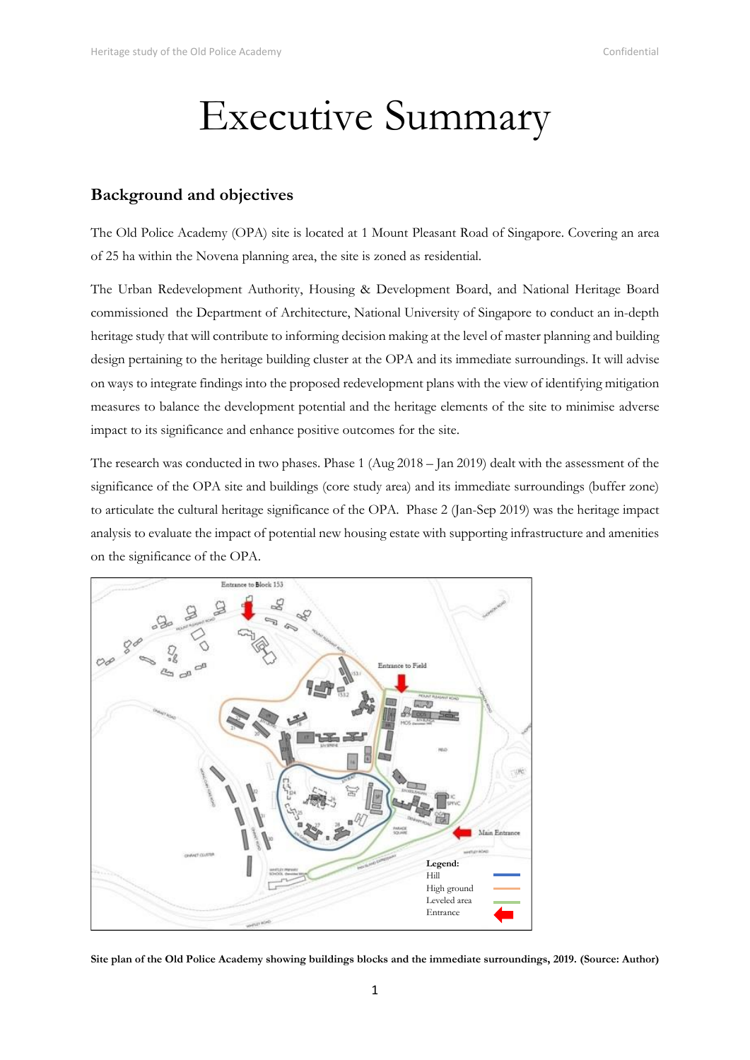# Executive Summary

## Background and objectives

The Old Police Academy (OPA) site is located at 1 Mount Pleasant Road of Singapore. Covering an area of 25 ha within the Novena planning area, the site is zoned as residential.

The Urban Redevelopment Authority, Housing & Development Board, and National Heritage Board commissioned the Department of Architecture, National University of Singapore to conduct an in-depth heritage study that will contribute to informing decision making at the level of master planning and building design pertaining to the heritage building cluster at the OPA and its immediate surroundings. It will advise on ways to integrate findings into the proposed redevelopment plans with the view of identifying mitigation measures to balance the development potential and the heritage elements of the site to minimise adverse impact to its significance and enhance positive outcomes for the site.

The research was conducted in two phases. Phase 1 (Aug 2018 – Jan 2019) dealt with the assessment of the significance of the OPA site and buildings (core study area) and its immediate surroundings (buffer zone) to articulate the cultural heritage significance of the OPA. Phase 2 (Jan-Sep 2019) was the heritage impact analysis to evaluate the impact of potential new housing estate with supporting infrastructure and amenities on the significance of the OPA.

**Site plan of the Old Police Academy showing buildings blocks and the immediate surroundings, 2019. (Source: Author)**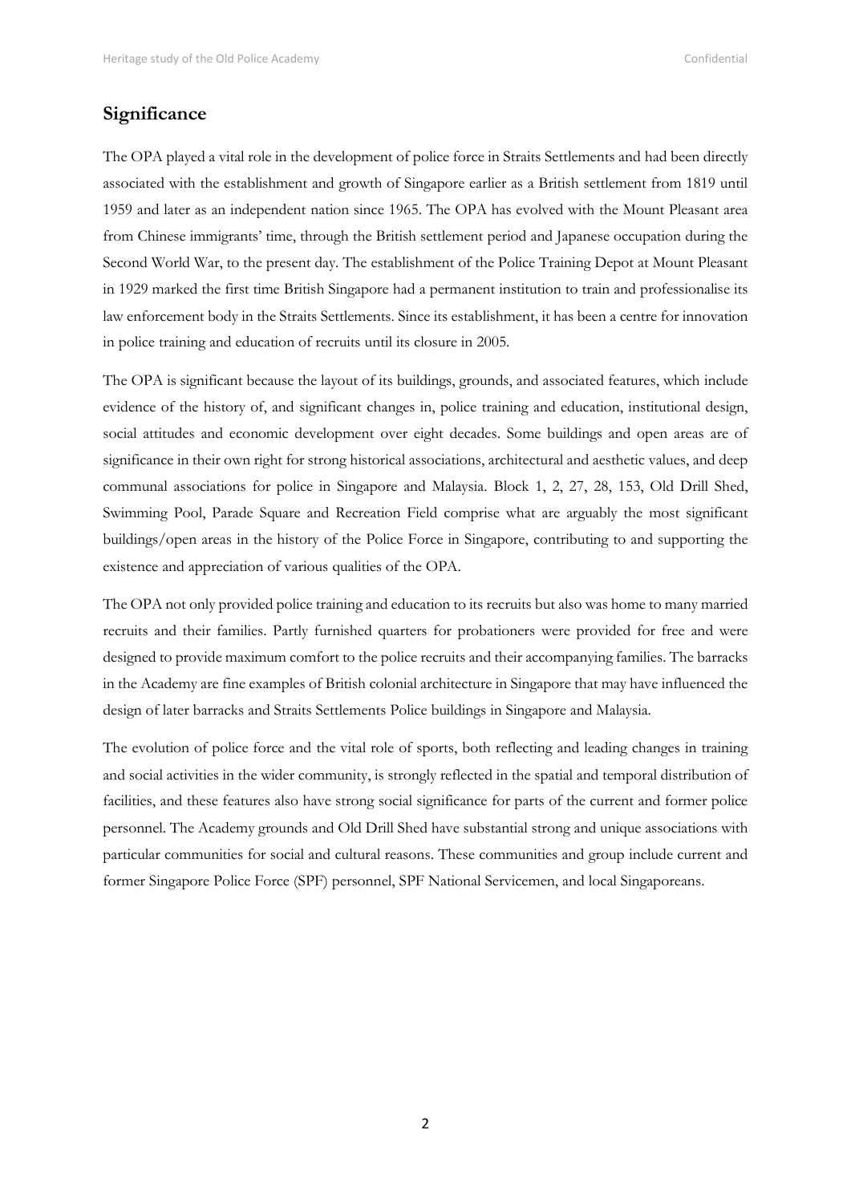## Significance

The OPA played a vital role in the development of police force in Straits Settlements and had been directly associated with the establishment and growth of Singapore earlier as a British settlement from 1819 until 1959 and later as an independent nation since 1965. The OPA has evolved with the Mount Pleasant area from Chinese immigrants' time, through the British settlement period and Japanese occupation during the Second World War, to the present day. The establishment of the Police Training Depot at Mount Pleasant in 1929 marked the first time British Singapore had a permanent institution to train and professionalise its law enforcement body in the Straits Settlements. Since its establishment, it has been a centre for innovation in police training and education of recruits until its closure in 2005.

The OPA is significant because the layout of its buildings, grounds, and associated features, which include evidence of the history of, and significant changes in, police training and education, institutional design, social attitudes and economic development over eight decades. Some buildings and open areas are of significance in their own right for strong historical associations, architectural and aesthetic values, and deep communal associations for police in Singapore and Malaysia. Block 1, 2, 27, 28, 153, Old Drill Shed, Swimming Pool, Parade Square and Recreation Field comprise what are arguably the most significant buildings/open areas in the history of the Police Force in Singapore, contributing to and supporting the existence and appreciation of various qualities of the OPA.

The OPA not only provided police training and education to its recruits but also was home to many married recruits and their families. Partly furnished quarters for probationers were provided for free and were designed to provide maximum comfort to the police recruits and their accompanying families. The barracks in the Academy are fine examples of British colonial architecture in Singapore that may have influenced the design of later barracks and Straits Settlements Police buildings in Singapore and Malaysia.

The evolution of police force and the vital role of sports, both reflecting and leading changes in training and social activities in the wider community, is strongly reflected in the spatial and temporal distribution of facilities, and these features also have strong social significance for parts of the current and former police personnel. The Academy grounds and Old Drill Shed have substantial strong and unique associations with particular communities for social and cultural reasons. These communities and group include current and former Singapore Police Force (SPF) personnel, SPF National Servicemen, and local Singaporeans.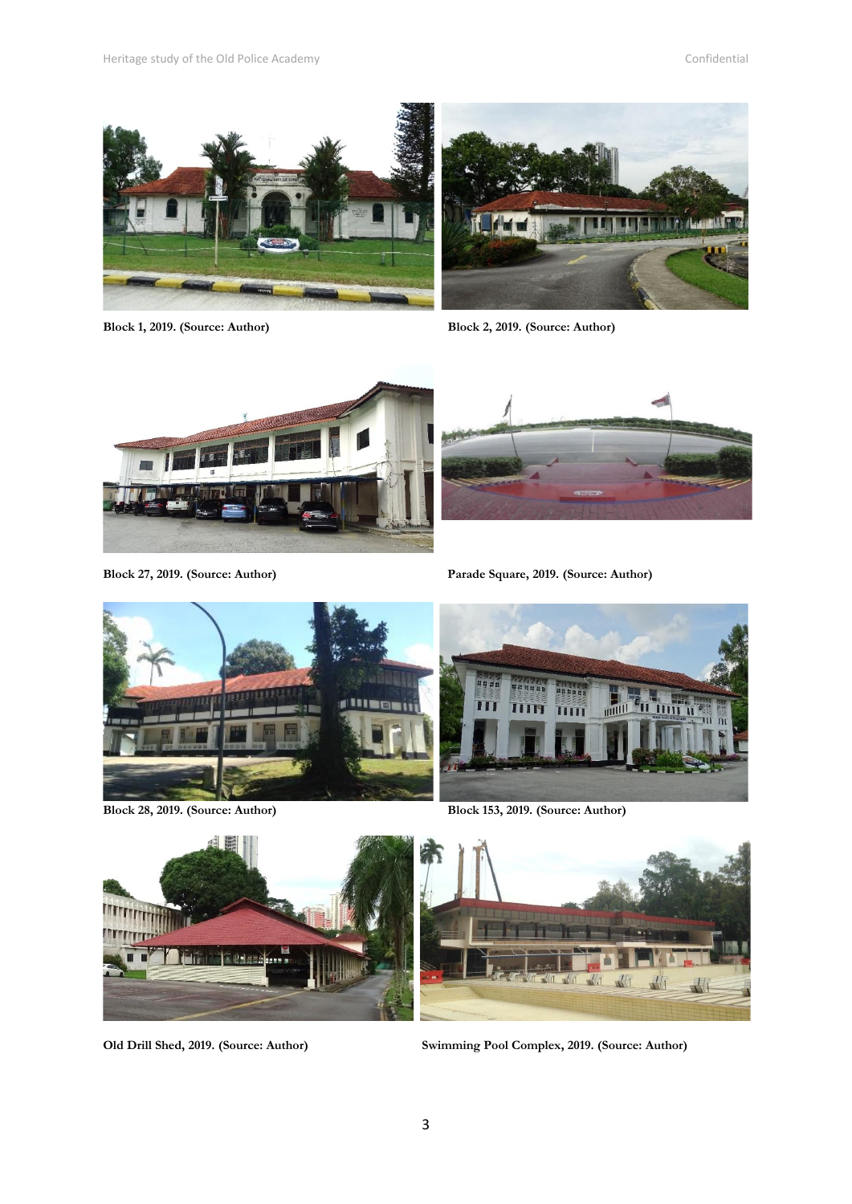Block 1, 2019. (Source: Author)

Block 2, 2019. (Source: Author)

Block 27, 2019. (Source: Author)

Parade Square, 2019. (Source: Author)

Block 28, 2019. (Source: Author)

Block 153, 2019. (Source: Author)

Old Drill Shed, 2019. (Source: Author)

Swimming Pool Complex, 2019. (Source: Author)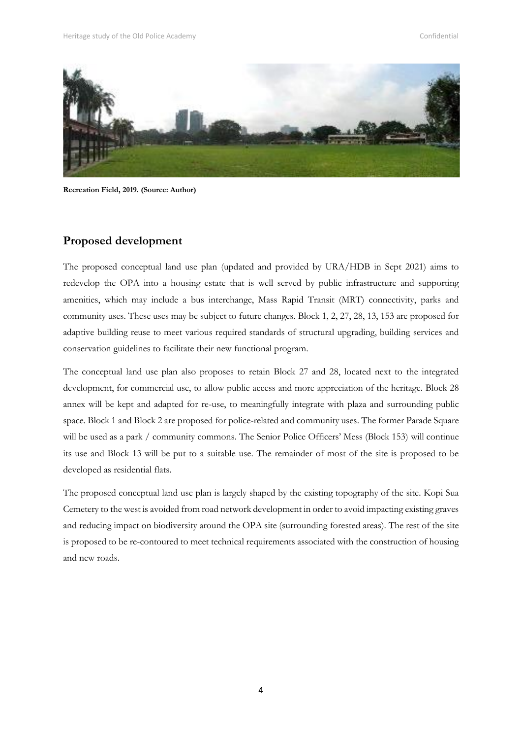Recreation Field, 2019. (Source: Author)

## Proposed development

The proposed conceptual land use plan (updated and provided by URA/HDB in Sept 2021) aims to redevelop the OPA into a housing estate that is well served by public infrastructure and supporting amenities, which may include a bus interchange, Mass Rapid Transit (MRT) connectivity, parks and community uses. These uses may be subject to future changes. Block 1, 2, 27, 28, 13, 153 are proposed for adaptive building reuse to meet various required standards of structural upgrading, building services and conservation guidelines to facilitate their new functional program.

The conceptual land use plan also proposes to retain Block 27 and 28, located next to the integrated development, for commercial use, to allow public access and more appreciation of the heritage. Block 28 annex will be kept and adapted for re-use, to meaningfully integrate with plaza and surrounding public space. Block 1 and Block 2 are proposed for police-related and community uses. The former Parade Square will be used as a park / community commons. The Senior Police Officers' Mess (Block 153) will continue its use and Block 13 will be put to a suitable use. The remainder of most of the site is proposed to be developed as residential flats.

The proposed conceptual land use plan is largely shaped by the existing topography of the site. Kopi Sua Cemetery to the west is avoided from road network development in order to avoid impacting existing graves and reducing impact on biodiversity around the OPA site (surrounding forested areas). The rest of the site is proposed to be re-contoured to meet technical requirements associated with the construction of housing and new roads.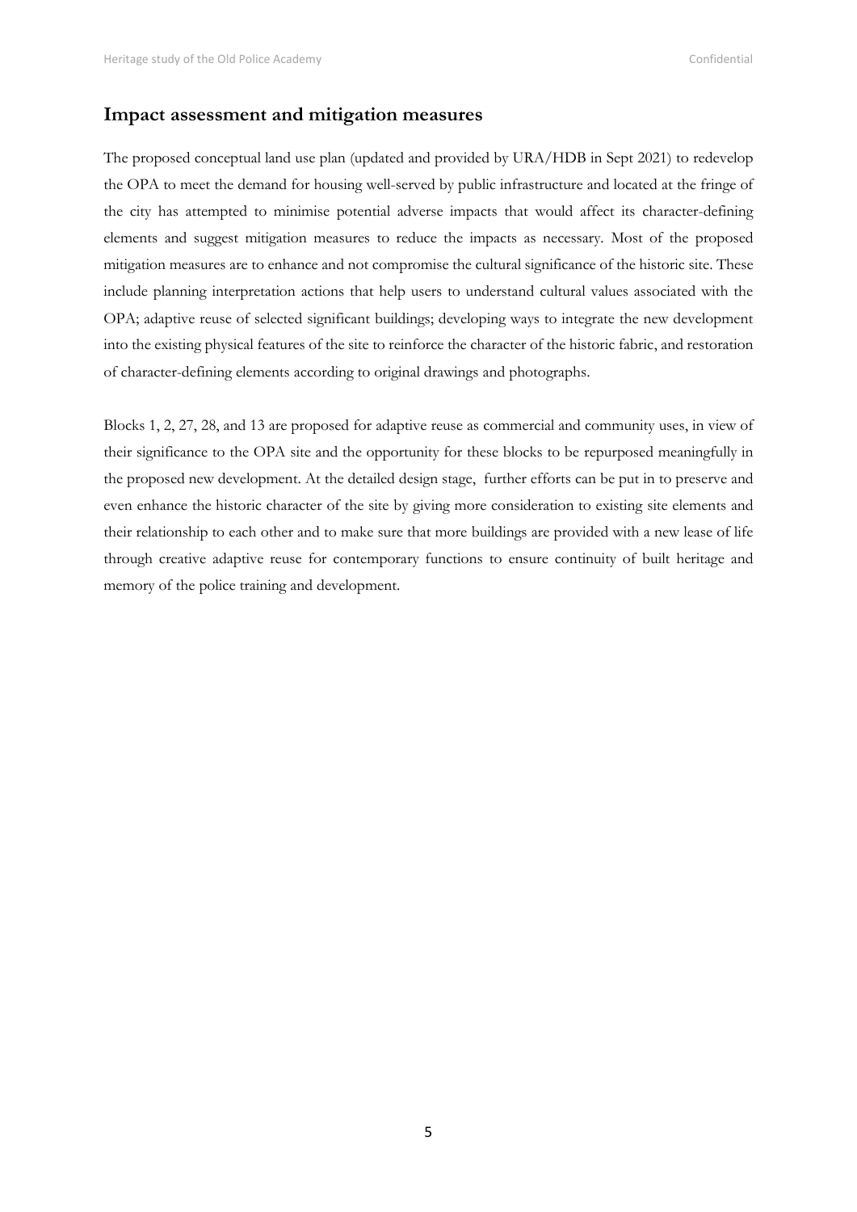## Impact assessment and mitigation measures

The proposed conceptual land use plan (updated and provided by URA/HDB in Sept 2021) to redevelop the OPA to meet the demand for housing well-served by public infrastructure and located at the fringe of the city has attempted to minimise potential adverse impacts that would affect its character-defining elements and suggest mitigation measures to reduce the impacts as necessary. Most of the proposed mitigation measures are to enhance and not compromise the cultural significance of the historic site. These include planning interpretation actions that help users to understand cultural values associated with the OPA; adaptive reuse of selected significant buildings; developing ways to integrate the new development into the existing physical features of the site to reinforce the character of the historic fabric, and restoration of character-defining elements according to original drawings and photographs.

Blocks 1, 2, 27, 28, and 13 are proposed for adaptive reuse as commercial and community uses, in view of their significance to the OPA site and the opportunity for these blocks to be repurposed meaningfully in the proposed new development. At the detailed design stage, further efforts can be put in to preserve and even enhance the historic character of the site by giving more consideration to existing site elements and their relationship to each other and to make sure that more buildings are provided with a new lease of life through creative adaptive reuse for contemporary functions to ensure continuity of built heritage and memory of the police training and development.